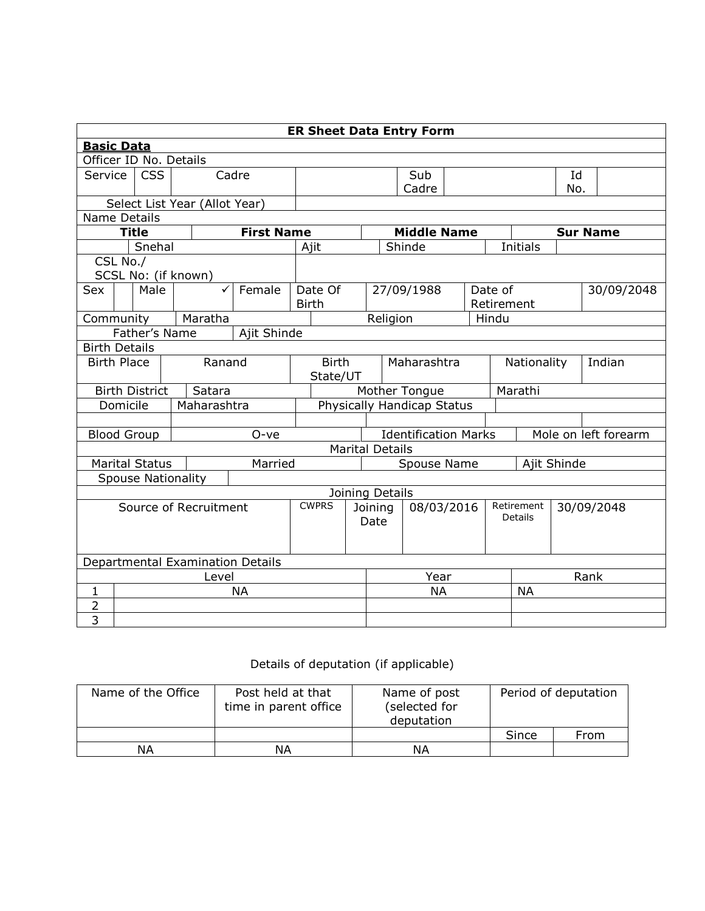| ER Sheet Data Entry Form | | | | | | | | |
|---|---|---|---|---|---|---|---|---|
| **Basic Data** | | | | | | | | |
| Officer ID No. Details | | | | | | | | |
| Service | CSS | Cadre | | Sub Cadre | | Id No. | | |
| Select List Year (Allot Year) | | | | | | | | |
| Name Details | | | | | | | | |
| **Title** | **First Name** | | **Middle Name** | | **Sur Name** | | | |
| | Snehal | Ajit | Shinde | Initials | | | | |
| CSL No./ SCSL No: (if known) | | | | | | | | |
| Sex | | Male | ✓ | Female | Date Of Birth | 27/09/1988 | Date of Retirement | 30/09/2048 |
| Community | Maratha | | Religion | Hindu | | | | |
| Father's Name | Ajit Shinde | | | | | | | |
| Birth Details | | | | | | | | |
| Birth Place | Ranand | Birth State/UT | Maharashtra | Nationality | Indian | | | |
| Birth District | Satara | Mother Tongue | Marathi | | | | | |
| Domicile | Maharashtra | Physically Handicap Status | | | | | | |
| | | | | | | | | |
| Blood Group | O-ve | Identification Marks | Mole on left forearm | | | | | |
| Marital Details | | | | | | | | |
| Marital Status | Married | Spouse Name | Ajit Shinde | | | | | |
| Spouse Nationality | | | | | | | | |
| Joining Details | | | | | | | | |
| Source of Recruitment | CWPRS | Joining Date | 08/03/2016 | Retirement Details | 30/09/2048 | | | |
| Departmental Examination Details | | | | | | | | |
| | Level | Year | Rank | | | | | |
| 1 | NA | NA | NA | | | | | |
| 2 | | | | | | | | |
| 3 | | | | | | | | |

Details of deputation (if applicable)

| Name of the Office | Post held at that time in parent office | Name of post (selected for deputation | Period of deputation | |
|---|---|---|---|---|
| | | | Since | From |
| NA | NA | NA | | |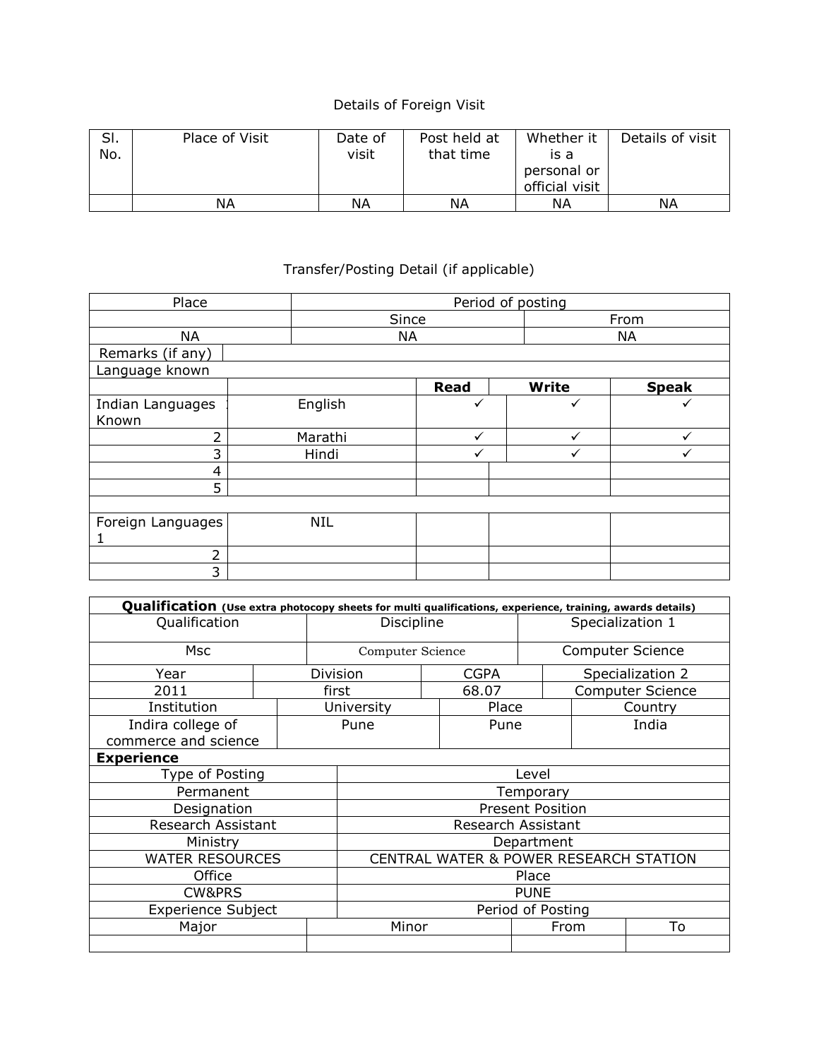## Details of Foreign Visit

| Sl. No. | Place of Visit | Date of visit | Post held at that time | Whether it is a personal or official visit | Details of visit |
|---|---|---|---|---|---|
| | NA | NA | NA | NA | NA |

## Transfer/Posting Detail (if applicable)

| Place | Period of posting | |
|---|---|---|
| | Since | From |
| NA | NA | NA |

Remarks (if any)

Language known

| | | Read | Write | Speak |
|---|---|---|---|---|
| Indian Languages Known 1 | English | ✓ | ✓ | ✓ |
| 2 | Marathi | ✓ | ✓ | ✓ |
| 3 | Hindi | ✓ | ✓ | ✓ |
| 4 | | | | |
| 5 | | | | |
| | | | | |
| Foreign Languages 1 | NIL | | | |
| 2 | | | | |
| 3 | | | | |

**Qualification** **(Use extra photocopy sheets for multi qualifications, experience, training, awards details)**

| Qualification | Discipline | Specialization 1 |
|---|---|---|
| Msc | Computer Science | Computer Science |

| Year | Division | CGPA | Specialization 2 |
|---|---|---|---|
| 2011 | first | 68.07 | Computer Science |

| Institution | University | Place | Country |
|---|---|---|---|
| Indira college of commerce and science | Pune | Pune | India |

**Experience**

| Type of Posting | Level |
|---|---|
| Permanent | Temporary |
| Designation | Present Position |
| Research Assistant | Research Assistant |
| Ministry | Department |
| WATER RESOURCES | CENTRAL WATER & POWER RESEARCH STATION |
| Office | Place |
| CW&PRS | PUNE |
| Experience Subject | Period of Posting |

| Major | Minor | From | To |
|---|---|---|---|
| | | | |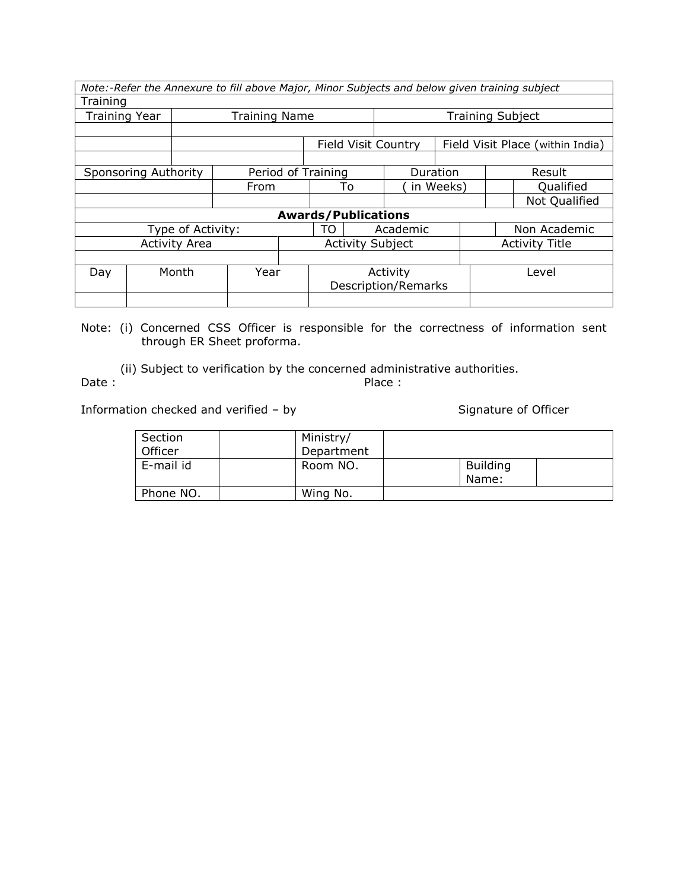*Note:-Refer the Annexure to fill above Major, Minor Subjects and below given training subject*

Training

| Training Year | Training Name | | Training Subject | |
|---|---|---|---|---|
| | | | | |
| | | Field Visit Country | Field Visit Place (within India) | |
| | | | | |

| Sponsoring Authority | Period of Training | | Duration | Result | |
|---|---|---|---|---|---|
| | From | To | ( in Weeks) | | Qualified |
| | | | | | Not Qualified |

**Awards/Publications**

| Type of Activity: | TO | Academic | | Non Academic |
|---|---|---|---|---|

| Activity Area | Activity Subject | Activity Title |
|---|---|---|
| | | |

| Day | Month | Year | Activity Description/Remarks | Level |
|---|---|---|---|---|
| | | | | |

Note: (i) Concerned CSS Officer is responsible for the correctness of information sent through ER Sheet proforma.

(ii) Subject to verification by the concerned administrative authorities.

Date : Place :

Information checked and verified – by Signature of Officer

| | | | | | |
|---|---|---|---|---|---|
| Section Officer | | Ministry/ Department | | | |
| E-mail id | | Room NO. | | Building Name: | |
| Phone NO. | | Wing No. | | | |